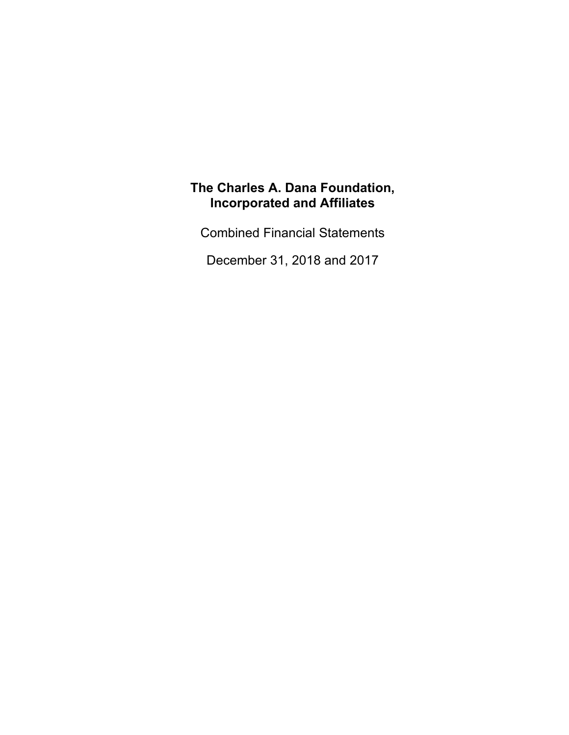# The Charles A. Dana Foundation, Incorporated and Affiliates

Combined Financial Statements

December 31, 2018 and 2017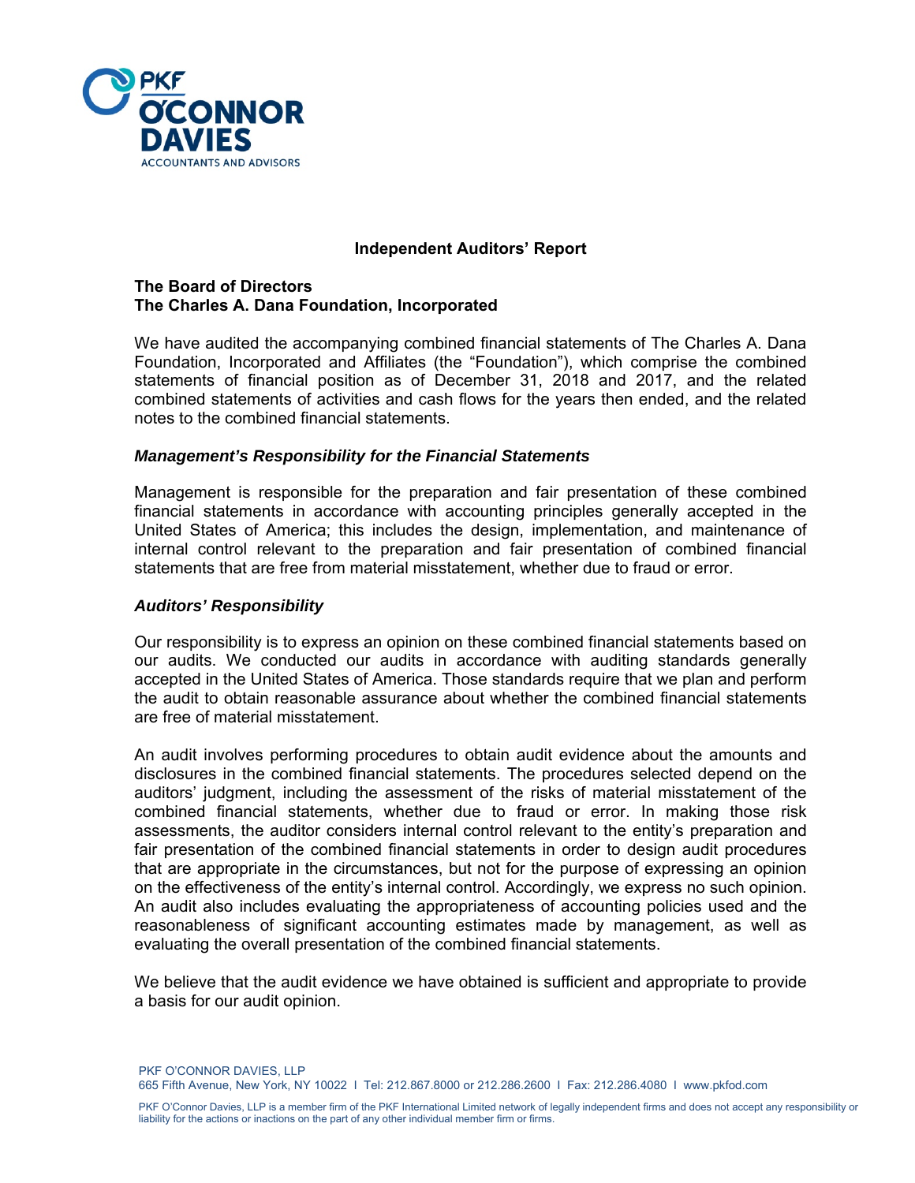## Independent Auditors' Report

**The Board of Directors**
**The Charles A. Dana Foundation, Incorporated**

We have audited the accompanying combined financial statements of The Charles A. Dana Foundation, Incorporated and Affiliates (the "Foundation"), which comprise the combined statements of financial position as of December 31, 2018 and 2017, and the related combined statements of activities and cash flows for the years then ended, and the related notes to the combined financial statements.

### *Management's Responsibility for the Financial Statements*

Management is responsible for the preparation and fair presentation of these combined financial statements in accordance with accounting principles generally accepted in the United States of America; this includes the design, implementation, and maintenance of internal control relevant to the preparation and fair presentation of combined financial statements that are free from material misstatement, whether due to fraud or error.

### *Auditors' Responsibility*

Our responsibility is to express an opinion on these combined financial statements based on our audits. We conducted our audits in accordance with auditing standards generally accepted in the United States of America. Those standards require that we plan and perform the audit to obtain reasonable assurance about whether the combined financial statements are free of material misstatement.

An audit involves performing procedures to obtain audit evidence about the amounts and disclosures in the combined financial statements. The procedures selected depend on the auditors' judgment, including the assessment of the risks of material misstatement of the combined financial statements, whether due to fraud or error. In making those risk assessments, the auditor considers internal control relevant to the entity's preparation and fair presentation of the combined financial statements in order to design audit procedures that are appropriate in the circumstances, but not for the purpose of expressing an opinion on the effectiveness of the entity's internal control. Accordingly, we express no such opinion. An audit also includes evaluating the appropriateness of accounting policies used and the reasonableness of significant accounting estimates made by management, as well as evaluating the overall presentation of the combined financial statements.

We believe that the audit evidence we have obtained is sufficient and appropriate to provide a basis for our audit opinion.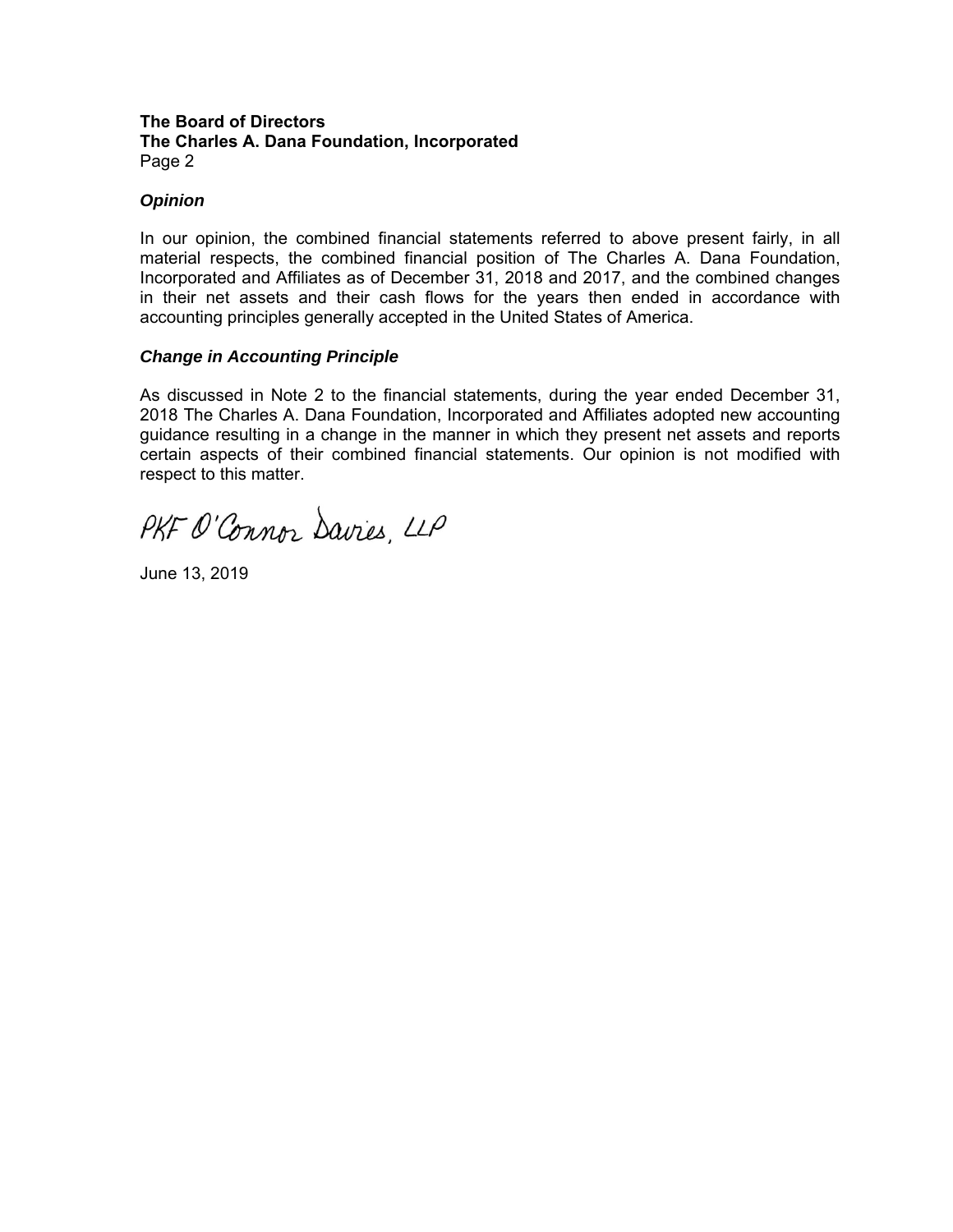### *Opinion*

In our opinion, the combined financial statements referred to above present fairly, in all material respects, the combined financial position of The Charles A. Dana Foundation, Incorporated and Affiliates as of December 31, 2018 and 2017, and the combined changes in their net assets and their cash flows for the years then ended in accordance with accounting principles generally accepted in the United States of America.

### *Change in Accounting Principle*

As discussed in Note 2 to the financial statements, during the year ended December 31, 2018 The Charles A. Dana Foundation, Incorporated and Affiliates adopted new accounting guidance resulting in a change in the manner in which they present net assets and reports certain aspects of their combined financial statements. Our opinion is not modified with respect to this matter.

PKF O'Connor Davies, LLP

June 13, 2019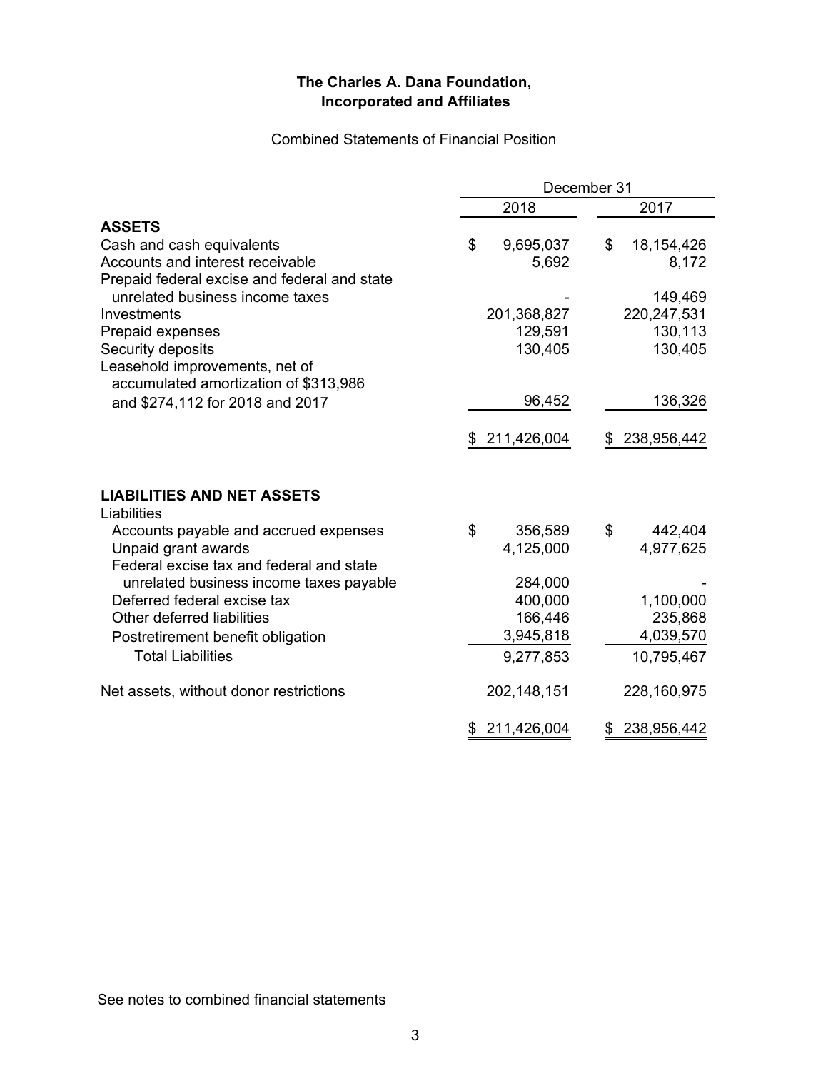**The Charles A. Dana Foundation, Incorporated and Affiliates**

Combined Statements of Financial Position

| | December 31 | |
|---|---|---|
| | 2018 | 2017 |
| **ASSETS** | | |
| Cash and cash equivalents | $ 9,695,037 | $ 18,154,426 |
| Accounts and interest receivable | 5,692 | 8,172 |
| Prepaid federal excise and federal and state unrelated business income taxes | - | 149,469 |
| Investments | 201,368,827 | 220,247,531 |
| Prepaid expenses | 129,591 | 130,113 |
| Security deposits | 130,405 | 130,405 |
| Leasehold improvements, net of accumulated amortization of $313,986 and $274,112 for 2018 and 2017 | 96,452 | 136,326 |
| | $ 211,426,004 | $ 238,956,442 |
| **LIABILITIES AND NET ASSETS** | | |
| Liabilities | | |
| Accounts payable and accrued expenses | $ 356,589 | $ 442,404 |
| Unpaid grant awards | 4,125,000 | 4,977,625 |
| Federal excise tax and federal and state unrelated business income taxes payable | 284,000 | - |
| Deferred federal excise tax | 400,000 | 1,100,000 |
| Other deferred liabilities | 166,446 | 235,868 |
| Postretirement benefit obligation | 3,945,818 | 4,039,570 |
| Total Liabilities | 9,277,853 | 10,795,467 |
| Net assets, without donor restrictions | 202,148,151 | 228,160,975 |
| | $ 211,426,004 | $ 238,956,442 |

See notes to combined financial statements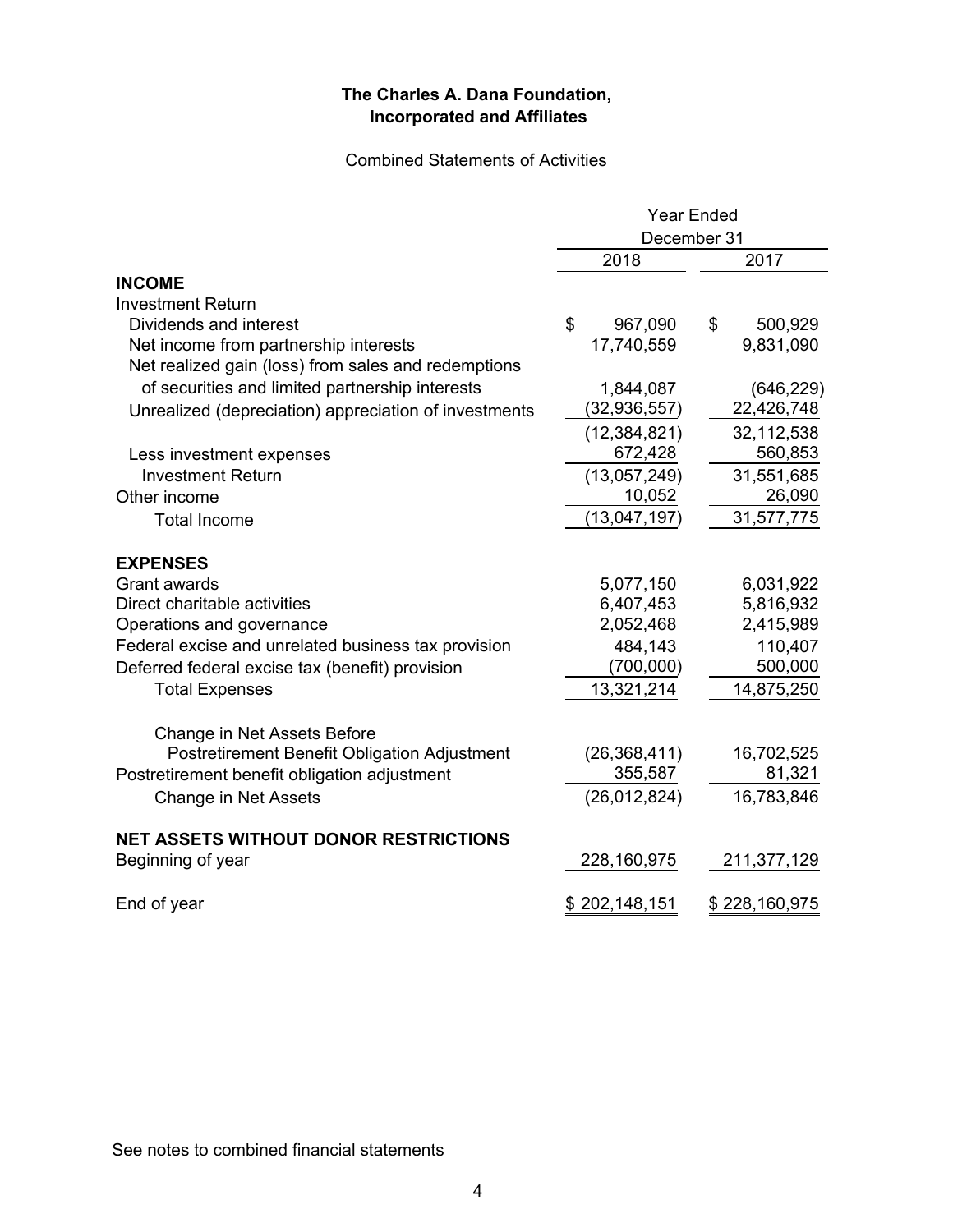**The Charles A. Dana Foundation, Incorporated and Affiliates**

Combined Statements of Activities

| | Year Ended December 31 | |
|---|---|---|
| | 2018 | 2017 |
| **INCOME** | | |
| Investment Return | | |
| Dividends and interest | $ 967,090 | $ 500,929 |
| Net income from partnership interests | 17,740,559 | 9,831,090 |
| Net realized gain (loss) from sales and redemptions of securities and limited partnership interests | 1,844,087 | (646,229) |
| Unrealized (depreciation) appreciation of investments | (32,936,557) | 22,426,748 |
| | (12,384,821) | 32,112,538 |
| Less investment expenses | 672,428 | 560,853 |
| Investment Return | (13,057,249) | 31,551,685 |
| Other income | 10,052 | 26,090 |
| Total Income | (13,047,197) | 31,577,775 |
| **EXPENSES** | | |
| Grant awards | 5,077,150 | 6,031,922 |
| Direct charitable activities | 6,407,453 | 5,816,932 |
| Operations and governance | 2,052,468 | 2,415,989 |
| Federal excise and unrelated business tax provision | 484,143 | 110,407 |
| Deferred federal excise tax (benefit) provision | (700,000) | 500,000 |
| Total Expenses | 13,321,214 | 14,875,250 |
| Change in Net Assets Before Postretirement Benefit Obligation Adjustment | (26,368,411) | 16,702,525 |
| Postretirement benefit obligation adjustment | 355,587 | 81,321 |
| Change in Net Assets | (26,012,824) | 16,783,846 |
| **NET ASSETS WITHOUT DONOR RESTRICTIONS** | | |
| Beginning of year | 228,160,975 | 211,377,129 |
| End of year | $ 202,148,151 | $ 228,160,975 |

See notes to combined financial statements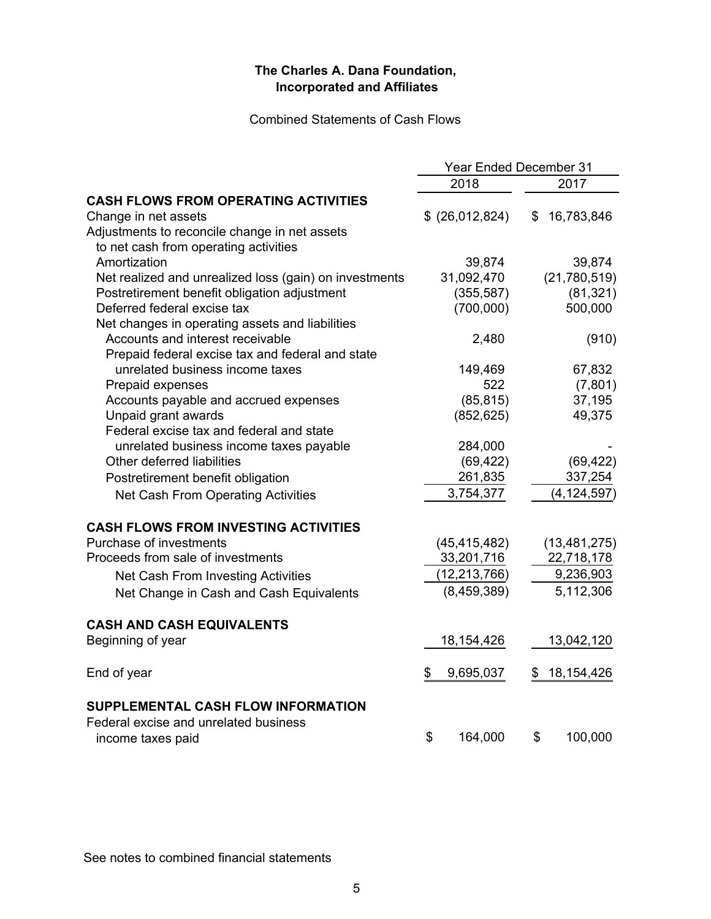# The Charles A. Dana Foundation, Incorporated and Affiliates

Combined Statements of Cash Flows

| | Year Ended December 31 | |
|---|---|---|
| | 2018 | 2017 |
| **CASH FLOWS FROM OPERATING ACTIVITIES** | | |
| Change in net assets | $ (26,012,824) | $ 16,783,846 |
| Adjustments to reconcile change in net assets to net cash from operating activities | | |
| Amortization | 39,874 | 39,874 |
| Net realized and unrealized loss (gain) on investments | 31,092,470 | (21,780,519) |
| Postretirement benefit obligation adjustment | (355,587) | (81,321) |
| Deferred federal excise tax | (700,000) | 500,000 |
| Net changes in operating assets and liabilities | | |
| Accounts and interest receivable | 2,480 | (910) |
| Prepaid federal excise tax and federal and state unrelated business income taxes | 149,469 | 67,832 |
| Prepaid expenses | 522 | (7,801) |
| Accounts payable and accrued expenses | (85,815) | 37,195 |
| Unpaid grant awards | (852,625) | 49,375 |
| Federal excise tax and federal and state unrelated business income taxes payable | 284,000 | - |
| Other deferred liabilities | (69,422) | (69,422) |
| Postretirement benefit obligation | 261,835 | 337,254 |
| Net Cash From Operating Activities | 3,754,377 | (4,124,597) |
| **CASH FLOWS FROM INVESTING ACTIVITIES** | | |
| Purchase of investments | (45,415,482) | (13,481,275) |
| Proceeds from sale of investments | 33,201,716 | 22,718,178 |
| Net Cash From Investing Activities | (12,213,766) | 9,236,903 |
| Net Change in Cash and Cash Equivalents | (8,459,389) | 5,112,306 |
| **CASH AND CASH EQUIVALENTS** | | |
| Beginning of year | 18,154,426 | 13,042,120 |
| End of year | $ 9,695,037 | $ 18,154,426 |
| **SUPPLEMENTAL CASH FLOW INFORMATION** | | |
| Federal excise and unrelated business income taxes paid | $ 164,000 | $ 100,000 |

See notes to combined financial statements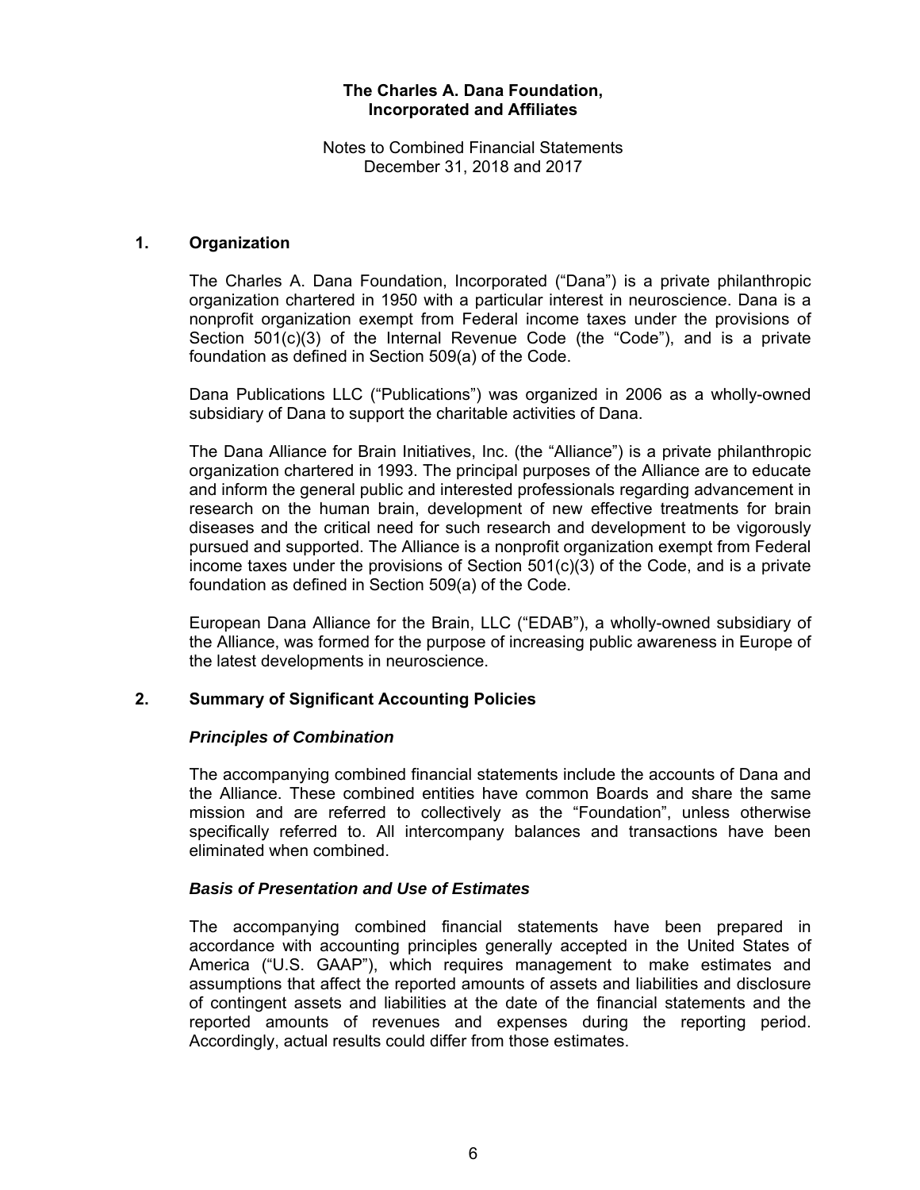**The Charles A. Dana Foundation, Incorporated and Affiliates**

Notes to Combined Financial Statements
December 31, 2018 and 2017

## 1. Organization

The Charles A. Dana Foundation, Incorporated ("Dana") is a private philanthropic organization chartered in 1950 with a particular interest in neuroscience. Dana is a nonprofit organization exempt from Federal income taxes under the provisions of Section 501(c)(3) of the Internal Revenue Code (the "Code"), and is a private foundation as defined in Section 509(a) of the Code.

Dana Publications LLC ("Publications") was organized in 2006 as a wholly-owned subsidiary of Dana to support the charitable activities of Dana.

The Dana Alliance for Brain Initiatives, Inc. (the "Alliance") is a private philanthropic organization chartered in 1993. The principal purposes of the Alliance are to educate and inform the general public and interested professionals regarding advancement in research on the human brain, development of new effective treatments for brain diseases and the critical need for such research and development to be vigorously pursued and supported. The Alliance is a nonprofit organization exempt from Federal income taxes under the provisions of Section 501(c)(3) of the Code, and is a private foundation as defined in Section 509(a) of the Code.

European Dana Alliance for the Brain, LLC ("EDAB"), a wholly-owned subsidiary of the Alliance, was formed for the purpose of increasing public awareness in Europe of the latest developments in neuroscience.

## 2. Summary of Significant Accounting Policies

### *Principles of Combination*

The accompanying combined financial statements include the accounts of Dana and the Alliance. These combined entities have common Boards and share the same mission and are referred to collectively as the "Foundation", unless otherwise specifically referred to. All intercompany balances and transactions have been eliminated when combined.

### *Basis of Presentation and Use of Estimates*

The accompanying combined financial statements have been prepared in accordance with accounting principles generally accepted in the United States of America ("U.S. GAAP"), which requires management to make estimates and assumptions that affect the reported amounts of assets and liabilities and disclosure of contingent assets and liabilities at the date of the financial statements and the reported amounts of revenues and expenses during the reporting period. Accordingly, actual results could differ from those estimates.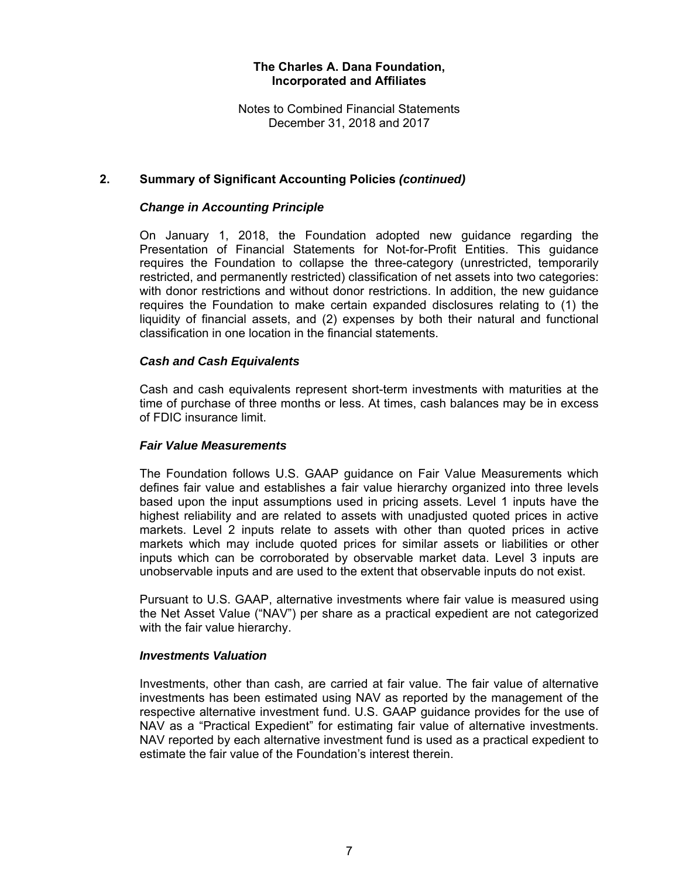## 2. Summary of Significant Accounting Policies *(continued)*

### *Change in Accounting Principle*

On January 1, 2018, the Foundation adopted new guidance regarding the Presentation of Financial Statements for Not-for-Profit Entities. This guidance requires the Foundation to collapse the three-category (unrestricted, temporarily restricted, and permanently restricted) classification of net assets into two categories: with donor restrictions and without donor restrictions. In addition, the new guidance requires the Foundation to make certain expanded disclosures relating to (1) the liquidity of financial assets, and (2) expenses by both their natural and functional classification in one location in the financial statements.

### *Cash and Cash Equivalents*

Cash and cash equivalents represent short-term investments with maturities at the time of purchase of three months or less. At times, cash balances may be in excess of FDIC insurance limit.

### *Fair Value Measurements*

The Foundation follows U.S. GAAP guidance on Fair Value Measurements which defines fair value and establishes a fair value hierarchy organized into three levels based upon the input assumptions used in pricing assets. Level 1 inputs have the highest reliability and are related to assets with unadjusted quoted prices in active markets. Level 2 inputs relate to assets with other than quoted prices in active markets which may include quoted prices for similar assets or liabilities or other inputs which can be corroborated by observable market data. Level 3 inputs are unobservable inputs and are used to the extent that observable inputs do not exist.

Pursuant to U.S. GAAP, alternative investments where fair value is measured using the Net Asset Value ("NAV") per share as a practical expedient are not categorized with the fair value hierarchy.

### *Investments Valuation*

Investments, other than cash, are carried at fair value. The fair value of alternative investments has been estimated using NAV as reported by the management of the respective alternative investment fund. U.S. GAAP guidance provides for the use of NAV as a "Practical Expedient" for estimating fair value of alternative investments. NAV reported by each alternative investment fund is used as a practical expedient to estimate the fair value of the Foundation's interest therein.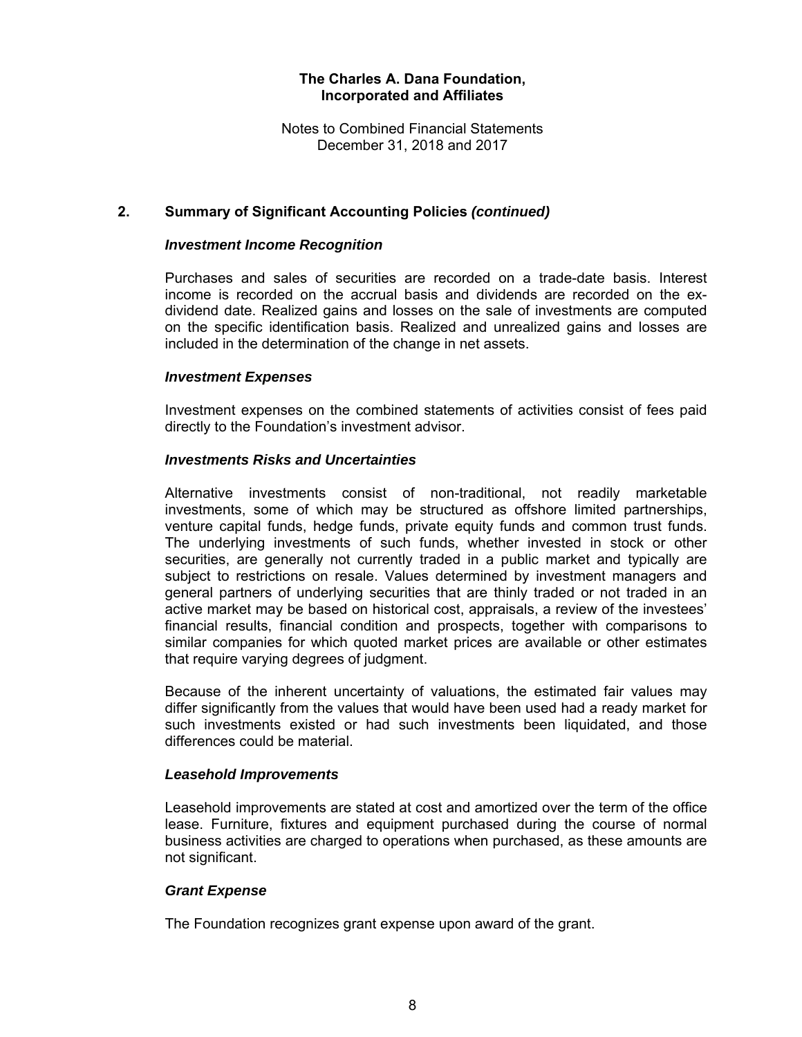## 2. Summary of Significant Accounting Policies *(continued)*

### *Investment Income Recognition*

Purchases and sales of securities are recorded on a trade-date basis. Interest income is recorded on the accrual basis and dividends are recorded on the ex-dividend date. Realized gains and losses on the sale of investments are computed on the specific identification basis. Realized and unrealized gains and losses are included in the determination of the change in net assets.

### *Investment Expenses*

Investment expenses on the combined statements of activities consist of fees paid directly to the Foundation's investment advisor.

### *Investments Risks and Uncertainties*

Alternative investments consist of non-traditional, not readily marketable investments, some of which may be structured as offshore limited partnerships, venture capital funds, hedge funds, private equity funds and common trust funds. The underlying investments of such funds, whether invested in stock or other securities, are generally not currently traded in a public market and typically are subject to restrictions on resale. Values determined by investment managers and general partners of underlying securities that are thinly traded or not traded in an active market may be based on historical cost, appraisals, a review of the investees' financial results, financial condition and prospects, together with comparisons to similar companies for which quoted market prices are available or other estimates that require varying degrees of judgment.

Because of the inherent uncertainty of valuations, the estimated fair values may differ significantly from the values that would have been used had a ready market for such investments existed or had such investments been liquidated, and those differences could be material.

### *Leasehold Improvements*

Leasehold improvements are stated at cost and amortized over the term of the office lease. Furniture, fixtures and equipment purchased during the course of normal business activities are charged to operations when purchased, as these amounts are not significant.

### *Grant Expense*

The Foundation recognizes grant expense upon award of the grant.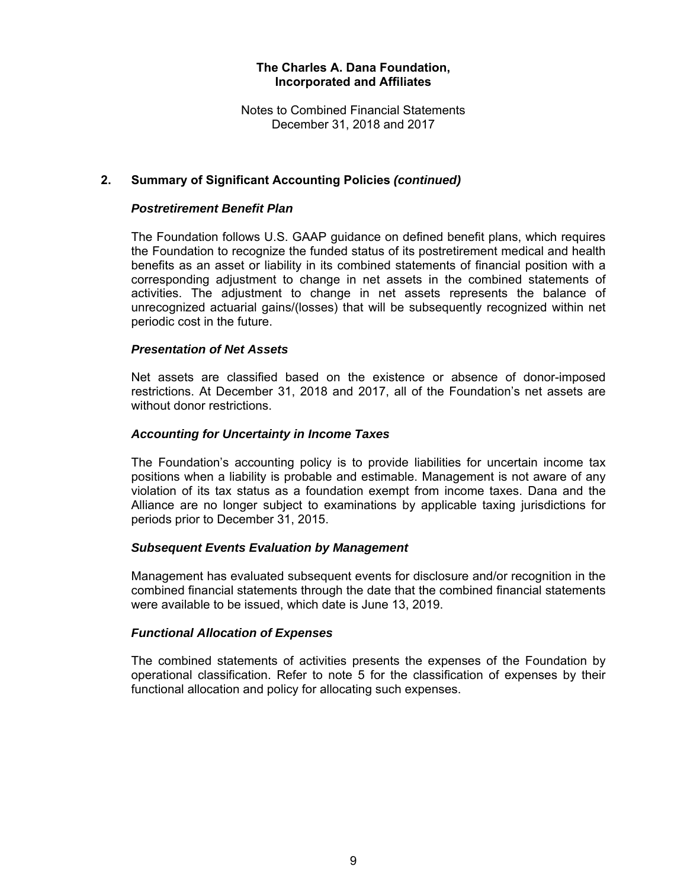## 2. Summary of Significant Accounting Policies *(continued)*

### *Postretirement Benefit Plan*

The Foundation follows U.S. GAAP guidance on defined benefit plans, which requires the Foundation to recognize the funded status of its postretirement medical and health benefits as an asset or liability in its combined statements of financial position with a corresponding adjustment to change in net assets in the combined statements of activities. The adjustment to change in net assets represents the balance of unrecognized actuarial gains/(losses) that will be subsequently recognized within net periodic cost in the future.

### *Presentation of Net Assets*

Net assets are classified based on the existence or absence of donor-imposed restrictions. At December 31, 2018 and 2017, all of the Foundation's net assets are without donor restrictions.

### *Accounting for Uncertainty in Income Taxes*

The Foundation's accounting policy is to provide liabilities for uncertain income tax positions when a liability is probable and estimable. Management is not aware of any violation of its tax status as a foundation exempt from income taxes. Dana and the Alliance are no longer subject to examinations by applicable taxing jurisdictions for periods prior to December 31, 2015.

### *Subsequent Events Evaluation by Management*

Management has evaluated subsequent events for disclosure and/or recognition in the combined financial statements through the date that the combined financial statements were available to be issued, which date is June 13, 2019.

### *Functional Allocation of Expenses*

The combined statements of activities presents the expenses of the Foundation by operational classification. Refer to note 5 for the classification of expenses by their functional allocation and policy for allocating such expenses.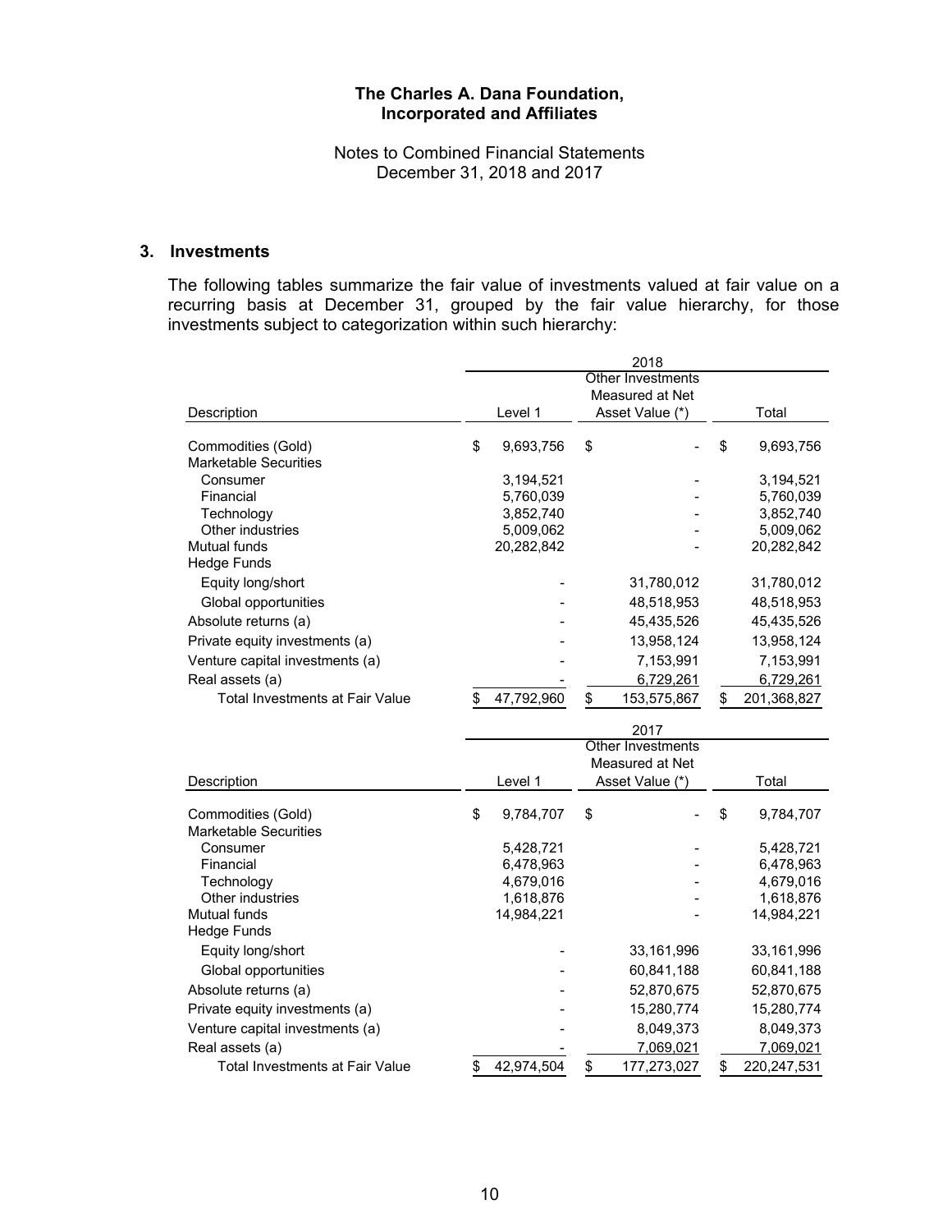**The Charles A. Dana Foundation, Incorporated and Affiliates**

Notes to Combined Financial Statements
December 31, 2018 and 2017

### 3. Investments

The following tables summarize the fair value of investments valued at fair value on a recurring basis at December 31, grouped by the fair value hierarchy, for those investments subject to categorization within such hierarchy:

| Description | 2018 Level 1 | 2018 Other Investments Measured at Net Asset Value (*) | 2018 Total |
|---|---|---|---|
| Commodities (Gold) | $ 9,693,756 | $ - | $ 9,693,756 |
| Marketable Securities | | | |
| Consumer | 3,194,521 | - | 3,194,521 |
| Financial | 5,760,039 | - | 5,760,039 |
| Technology | 3,852,740 | - | 3,852,740 |
| Other industries | 5,009,062 | - | 5,009,062 |
| Mutual funds | 20,282,842 | - | 20,282,842 |
| Hedge Funds | | | |
| Equity long/short | - | 31,780,012 | 31,780,012 |
| Global opportunities | - | 48,518,953 | 48,518,953 |
| Absolute returns (a) | - | 45,435,526 | 45,435,526 |
| Private equity investments (a) | - | 13,958,124 | 13,958,124 |
| Venture capital investments (a) | - | 7,153,991 | 7,153,991 |
| Real assets (a) | - | 6,729,261 | 6,729,261 |
| Total Investments at Fair Value | $ 47,792,960 | $ 153,575,867 | $ 201,368,827 |

| Description | 2017 Level 1 | 2017 Other Investments Measured at Net Asset Value (*) | 2017 Total |
|---|---|---|---|
| Commodities (Gold) | $ 9,784,707 | $ - | $ 9,784,707 |
| Marketable Securities | | | |
| Consumer | 5,428,721 | - | 5,428,721 |
| Financial | 6,478,963 | - | 6,478,963 |
| Technology | 4,679,016 | - | 4,679,016 |
| Other industries | 1,618,876 | - | 1,618,876 |
| Mutual funds | 14,984,221 | - | 14,984,221 |
| Hedge Funds | | | |
| Equity long/short | - | 33,161,996 | 33,161,996 |
| Global opportunities | - | 60,841,188 | 60,841,188 |
| Absolute returns (a) | - | 52,870,675 | 52,870,675 |
| Private equity investments (a) | - | 15,280,774 | 15,280,774 |
| Venture capital investments (a) | - | 8,049,373 | 8,049,373 |
| Real assets (a) | - | 7,069,021 | 7,069,021 |
| Total Investments at Fair Value | $ 42,974,504 | $ 177,273,027 | $ 220,247,531 |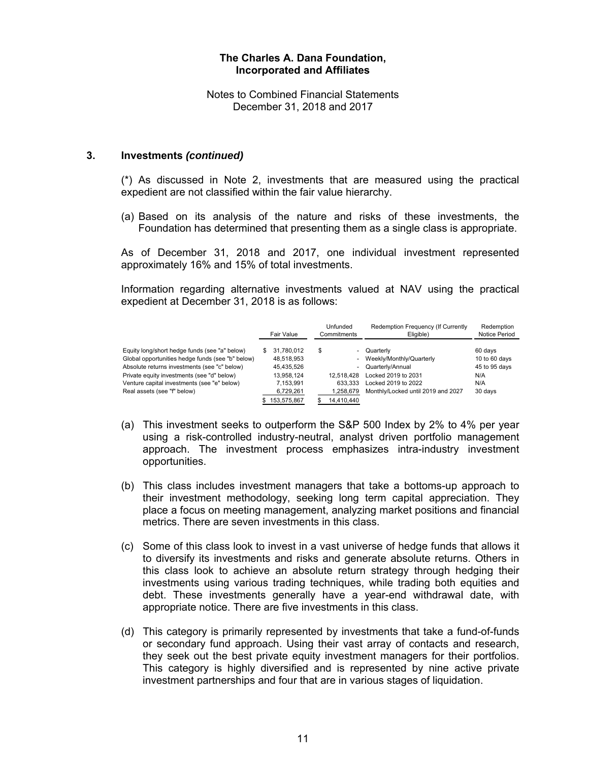**The Charles A. Dana Foundation, Incorporated and Affiliates**

Notes to Combined Financial Statements
December 31, 2018 and 2017

## 3. Investments *(continued)*

(*) As discussed in Note 2, investments that are measured using the practical expedient are not classified within the fair value hierarchy.

(a) Based on its analysis of the nature and risks of these investments, the Foundation has determined that presenting them as a single class is appropriate.

As of December 31, 2018 and 2017, one individual investment represented approximately 16% and 15% of total investments.

Information regarding alternative investments valued at NAV using the practical expedient at December 31, 2018 is as follows:

| | Fair Value | Unfunded Commitments | Redemption Frequency (If Currently Eligible) | Redemption Notice Period |
|---|---|---|---|---|
| Equity long/short hedge funds (see "a" below) | $ 31,780,012 | $ - | Quarterly | 60 days |
| Global opportunities hedge funds (see "b" below) | 48,518,953 | - | Weekly/Monthly/Quarterly | 10 to 60 days |
| Absolute returns investments (see "c" below) | 45,435,526 | - | Quarterly/Annual | 45 to 95 days |
| Private equity investments (see "d" below) | 13,958,124 | 12,518,428 | Locked 2019 to 2031 | N/A |
| Venture capital investments (see "e" below) | 7,153,991 | 633,333 | Locked 2019 to 2022 | N/A |
| Real assets (see "f" below) | 6,729,261 | 1,258,679 | Monthly/Locked until 2019 and 2027 | 30 days |
| | $ 153,575,867 | $ 14,410,440 | | |

(a) This investment seeks to outperform the S&P 500 Index by 2% to 4% per year using a risk-controlled industry-neutral, analyst driven portfolio management approach. The investment process emphasizes intra-industry investment opportunities.

(b) This class includes investment managers that take a bottoms-up approach to their investment methodology, seeking long term capital appreciation. They place a focus on meeting management, analyzing market positions and financial metrics. There are seven investments in this class.

(c) Some of this class look to invest in a vast universe of hedge funds that allows it to diversify its investments and risks and generate absolute returns. Others in this class look to achieve an absolute return strategy through hedging their investments using various trading techniques, while trading both equities and debt. These investments generally have a year-end withdrawal date, with appropriate notice. There are five investments in this class.

(d) This category is primarily represented by investments that take a fund-of-funds or secondary fund approach. Using their vast array of contacts and research, they seek out the best private equity investment managers for their portfolios. This category is highly diversified and is represented by nine active private investment partnerships and four that are in various stages of liquidation.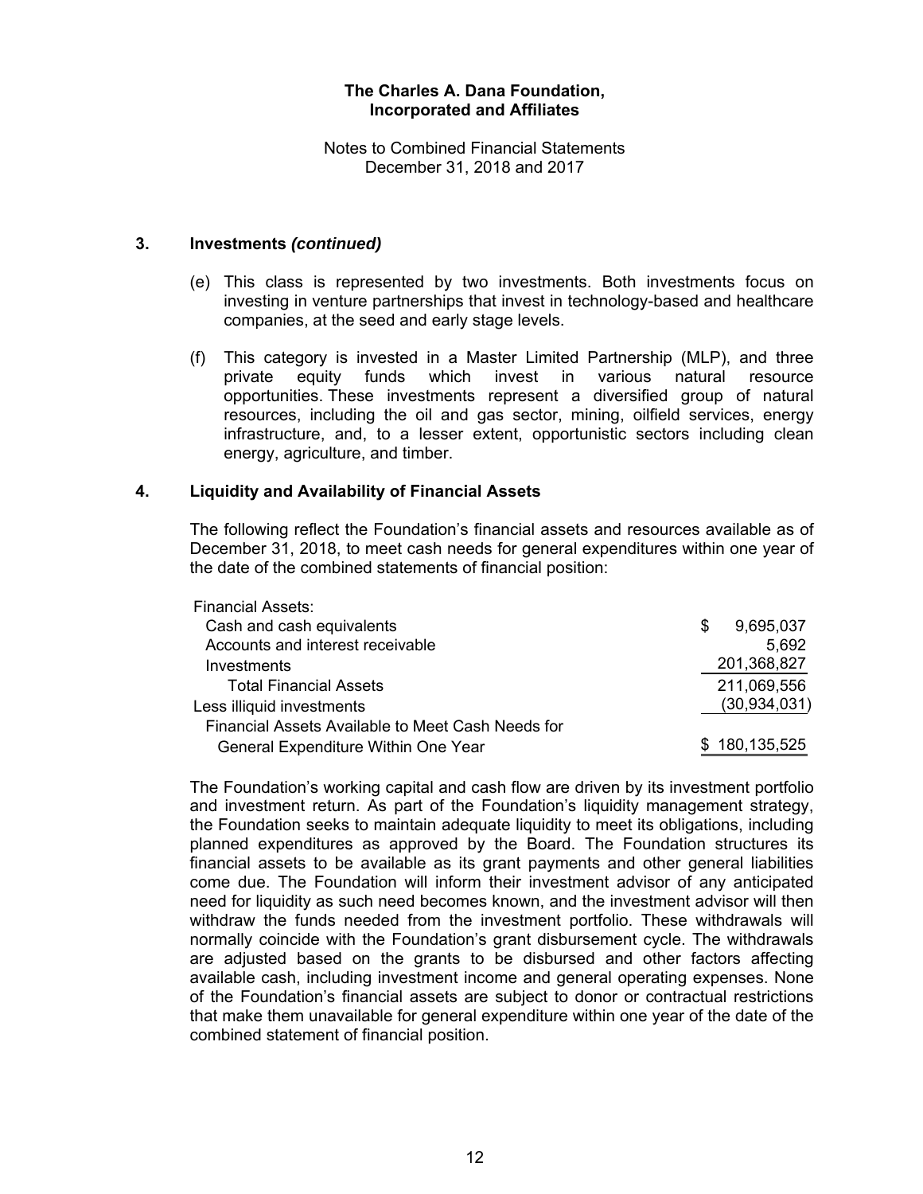**The Charles A. Dana Foundation, Incorporated and Affiliates**

Notes to Combined Financial Statements
December 31, 2018 and 2017

## 3. Investments *(continued)*

(e) This class is represented by two investments. Both investments focus on investing in venture partnerships that invest in technology-based and healthcare companies, at the seed and early stage levels.

(f) This category is invested in a Master Limited Partnership (MLP), and three private equity funds which invest in various natural resource opportunities. These investments represent a diversified group of natural resources, including the oil and gas sector, mining, oilfield services, energy infrastructure, and, to a lesser extent, opportunistic sectors including clean energy, agriculture, and timber.

## 4. Liquidity and Availability of Financial Assets

The following reflect the Foundation's financial assets and resources available as of December 31, 2018, to meet cash needs for general expenditures within one year of the date of the combined statements of financial position:

| | |
|---|---|
| Financial Assets: | |
| Cash and cash equivalents | $ 9,695,037 |
| Accounts and interest receivable | 5,692 |
| Investments | 201,368,827 |
| Total Financial Assets | 211,069,556 |
| Less illiquid investments | (30,934,031) |
| Financial Assets Available to Meet Cash Needs for General Expenditure Within One Year | $ 180,135,525 |

The Foundation's working capital and cash flow are driven by its investment portfolio and investment return. As part of the Foundation's liquidity management strategy, the Foundation seeks to maintain adequate liquidity to meet its obligations, including planned expenditures as approved by the Board. The Foundation structures its financial assets to be available as its grant payments and other general liabilities come due. The Foundation will inform their investment advisor of any anticipated need for liquidity as such need becomes known, and the investment advisor will then withdraw the funds needed from the investment portfolio. These withdrawals will normally coincide with the Foundation's grant disbursement cycle. The withdrawals are adjusted based on the grants to be disbursed and other factors affecting available cash, including investment income and general operating expenses. None of the Foundation's financial assets are subject to donor or contractual restrictions that make them unavailable for general expenditure within one year of the date of the combined statement of financial position.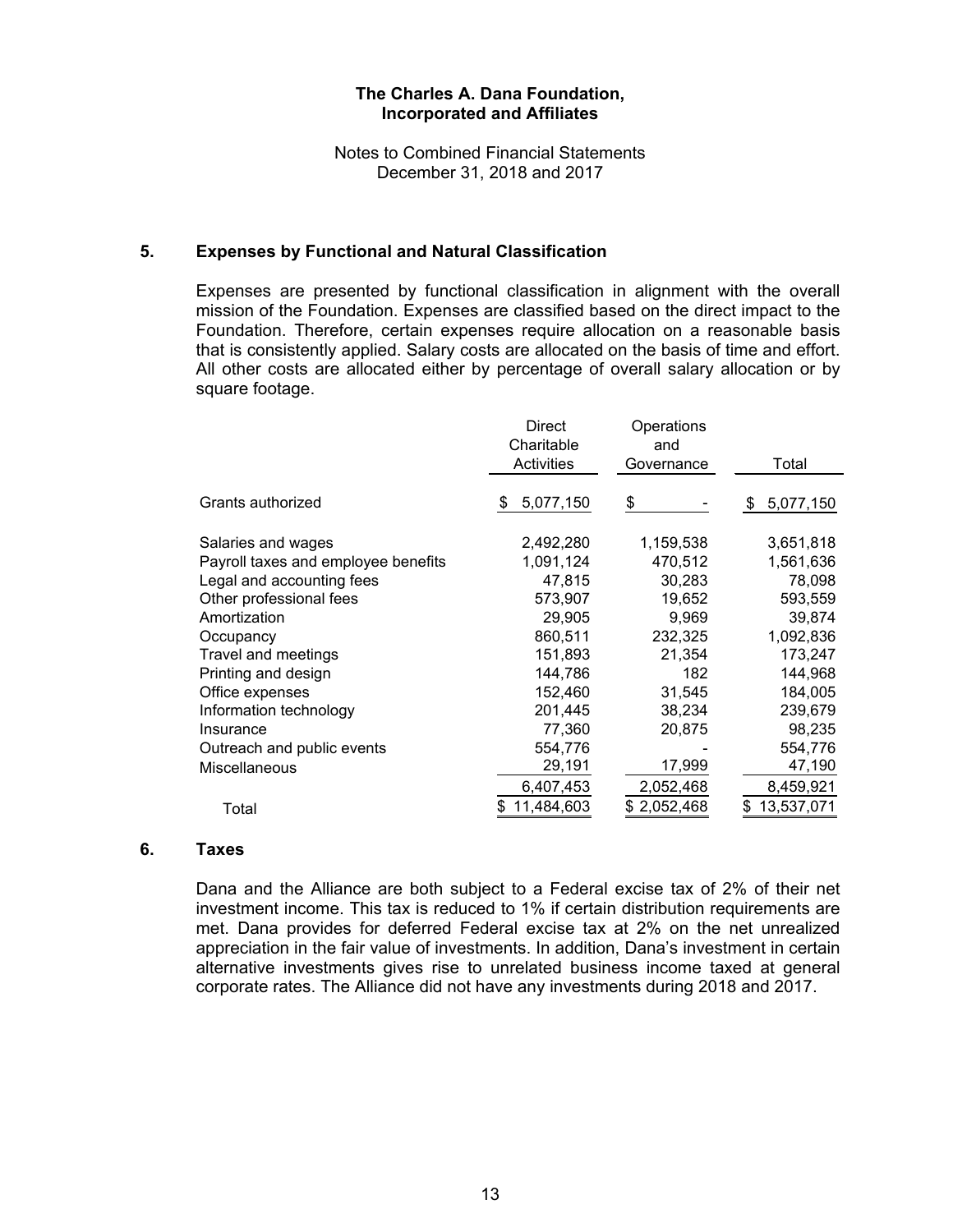**The Charles A. Dana Foundation, Incorporated and Affiliates**

Notes to Combined Financial Statements
December 31, 2018 and 2017

## 5. Expenses by Functional and Natural Classification

Expenses are presented by functional classification in alignment with the overall mission of the Foundation. Expenses are classified based on the direct impact to the Foundation. Therefore, certain expenses require allocation on a reasonable basis that is consistently applied. Salary costs are allocated on the basis of time and effort. All other costs are allocated either by percentage of overall salary allocation or by square footage.

| | Direct Charitable Activities | Operations and Governance | Total |
|---|---|---|---|
| Grants authorized | $ 5,077,150 | $ - | $ 5,077,150 |
| Salaries and wages | 2,492,280 | 1,159,538 | 3,651,818 |
| Payroll taxes and employee benefits | 1,091,124 | 470,512 | 1,561,636 |
| Legal and accounting fees | 47,815 | 30,283 | 78,098 |
| Other professional fees | 573,907 | 19,652 | 593,559 |
| Amortization | 29,905 | 9,969 | 39,874 |
| Occupancy | 860,511 | 232,325 | 1,092,836 |
| Travel and meetings | 151,893 | 21,354 | 173,247 |
| Printing and design | 144,786 | 182 | 144,968 |
| Office expenses | 152,460 | 31,545 | 184,005 |
| Information technology | 201,445 | 38,234 | 239,679 |
| Insurance | 77,360 | 20,875 | 98,235 |
| Outreach and public events | 554,776 | - | 554,776 |
| Miscellaneous | 29,191 | 17,999 | 47,190 |
| | 6,407,453 | 2,052,468 | 8,459,921 |
| Total | $ 11,484,603 | $ 2,052,468 | $ 13,537,071 |

## 6. Taxes

Dana and the Alliance are both subject to a Federal excise tax of 2% of their net investment income. This tax is reduced to 1% if certain distribution requirements are met. Dana provides for deferred Federal excise tax at 2% on the net unrealized appreciation in the fair value of investments. In addition, Dana's investment in certain alternative investments gives rise to unrelated business income taxed at general corporate rates. The Alliance did not have any investments during 2018 and 2017.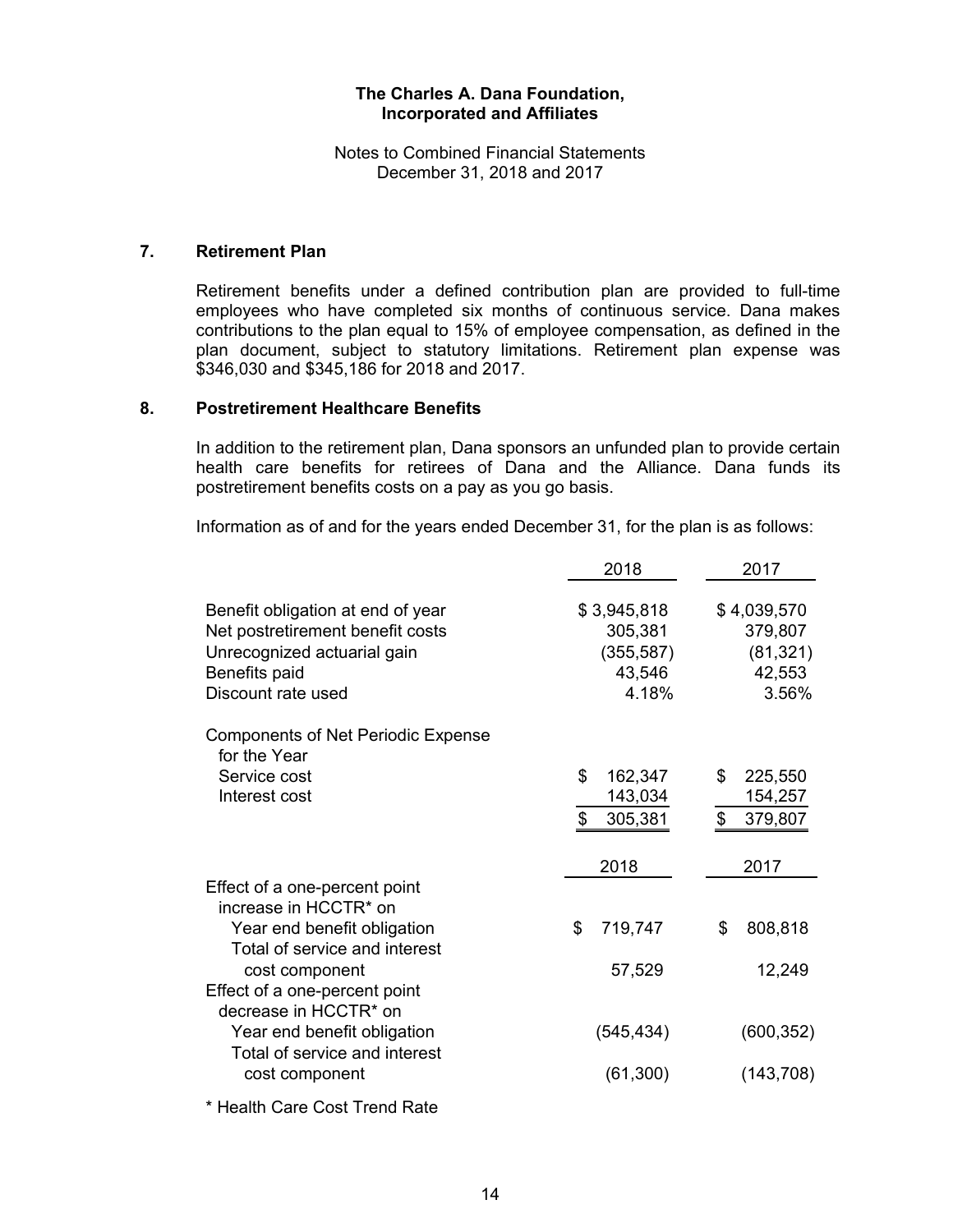**The Charles A. Dana Foundation, Incorporated and Affiliates**

Notes to Combined Financial Statements
December 31, 2018 and 2017

## 7. Retirement Plan

Retirement benefits under a defined contribution plan are provided to full-time employees who have completed six months of continuous service. Dana makes contributions to the plan equal to 15% of employee compensation, as defined in the plan document, subject to statutory limitations. Retirement plan expense was $346,030 and $345,186 for 2018 and 2017.

## 8. Postretirement Healthcare Benefits

In addition to the retirement plan, Dana sponsors an unfunded plan to provide certain health care benefits for retirees of Dana and the Alliance. Dana funds its postretirement benefits costs on a pay as you go basis.

Information as of and for the years ended December 31, for the plan is as follows:

| | 2018 | 2017 |
|---|---|---|
| Benefit obligation at end of year | $ 3,945,818 | $ 4,039,570 |
| Net postretirement benefit costs | 305,381 | 379,807 |
| Unrecognized actuarial gain | (355,587) | (81,321) |
| Benefits paid | 43,546 | 42,553 |
| Discount rate used | 4.18% | 3.56% |
| **Components of Net Periodic Expense for the Year** | | |
| Service cost | $ 162,347 | $ 225,550 |
| Interest cost | 143,034 | 154,257 |
| | $ 305,381 | $ 379,807 |

| | 2018 | 2017 |
|---|---|---|
| Effect of a one-percent point increase in HCCTR* on | | |
| Year end benefit obligation | $ 719,747 | $ 808,818 |
| Total of service and interest cost component | 57,529 | 12,249 |
| Effect of a one-percent point decrease in HCCTR* on | | |
| Year end benefit obligation | (545,434) | (600,352) |
| Total of service and interest cost component | (61,300) | (143,708) |

* Health Care Cost Trend Rate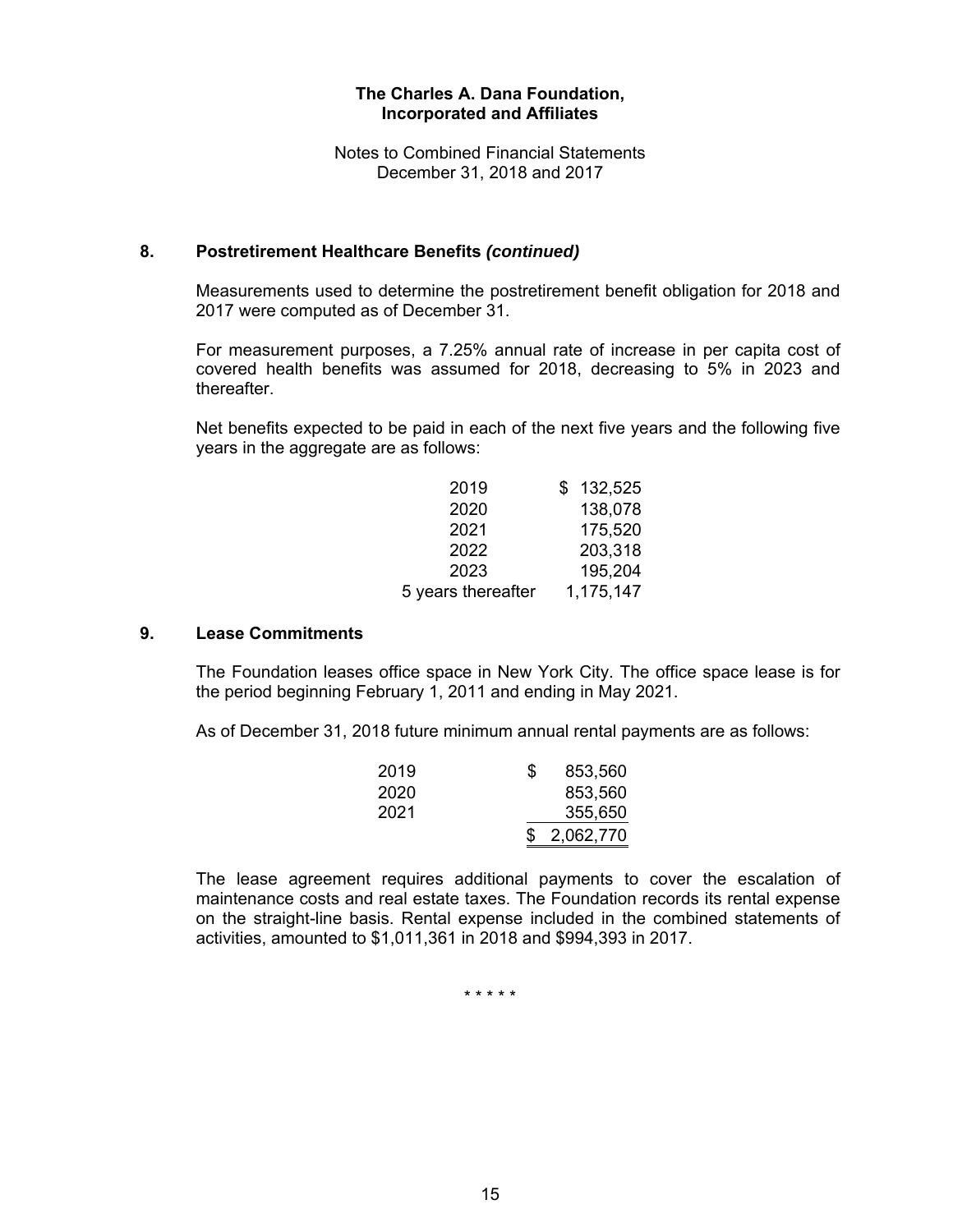## 8. Postretirement Healthcare Benefits *(continued)*

Measurements used to determine the postretirement benefit obligation for 2018 and 2017 were computed as of December 31.

For measurement purposes, a 7.25% annual rate of increase in per capita cost of covered health benefits was assumed for 2018, decreasing to 5% in 2023 and thereafter.

Net benefits expected to be paid in each of the next five years and the following five years in the aggregate are as follows:

| | |
|---|---|
| 2019 | $ 132,525 |
| 2020 | 138,078 |
| 2021 | 175,520 |
| 2022 | 203,318 |
| 2023 | 195,204 |
| 5 years thereafter | 1,175,147 |

## 9. Lease Commitments

The Foundation leases office space in New York City. The office space lease is for the period beginning February 1, 2011 and ending in May 2021.

As of December 31, 2018 future minimum annual rental payments are as follows:

| | |
|---|---|
| 2019 | $ 853,560 |
| 2020 | 853,560 |
| 2021 | 355,650 |
| | $ 2,062,770 |

The lease agreement requires additional payments to cover the escalation of maintenance costs and real estate taxes. The Foundation records its rental expense on the straight-line basis. Rental expense included in the combined statements of activities, amounted to $1,011,361 in 2018 and $994,393 in 2017.

\* \* \* \* \*